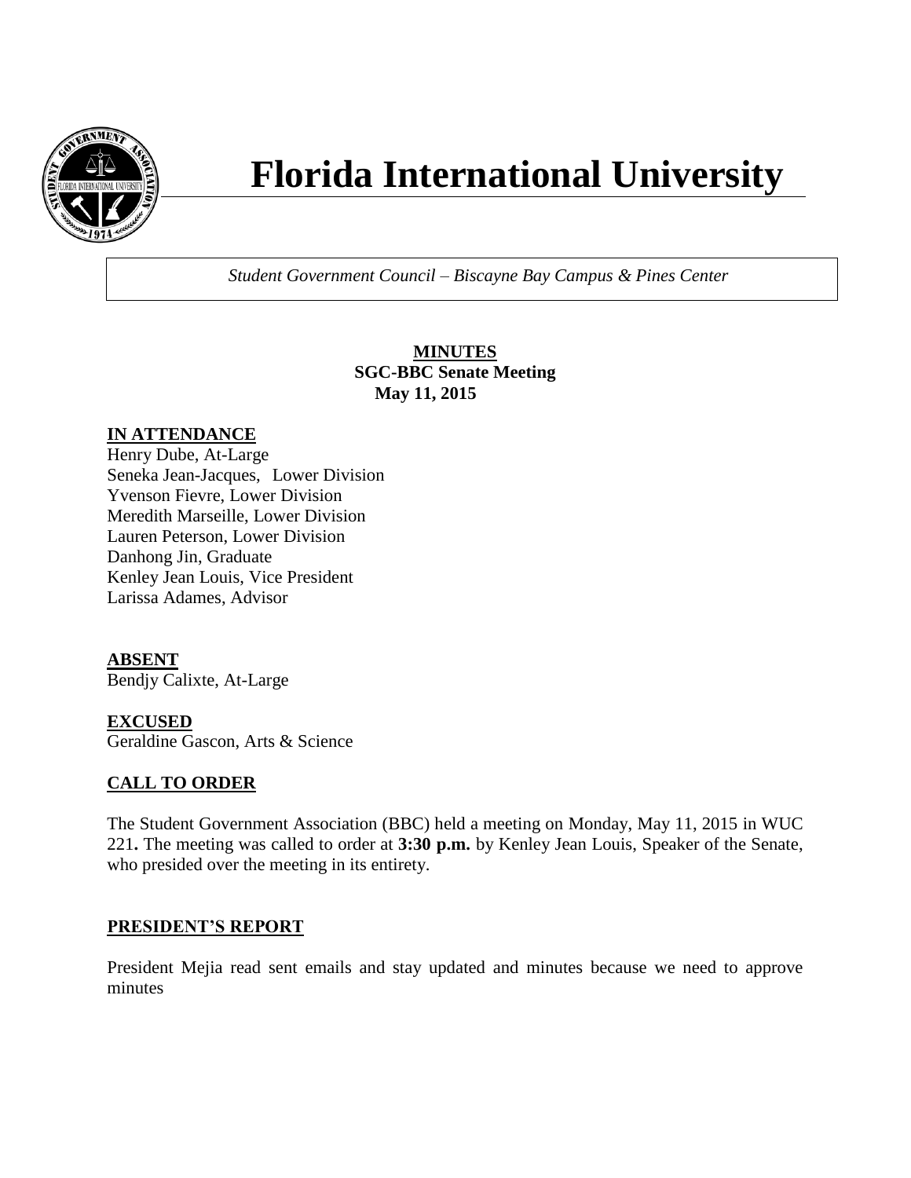# Florida International University

*Student Government Council – Biscayne Bay Campus & Pines Center*

**MINUTES**
**SGC-BBC Senate Meeting**
**May 11, 2015**

## IN ATTENDANCE

Henry Dube, At-Large
Seneka Jean-Jacques, Lower Division
Yvenson Fievre, Lower Division
Meredith Marseille, Lower Division
Lauren Peterson, Lower Division
Danhong Jin, Graduate
Kenley Jean Louis, Vice President
Larissa Adames, Advisor

## ABSENT

Bendjy Calixte, At-Large

## EXCUSED

Geraldine Gascon, Arts & Science

## CALL TO ORDER

The Student Government Association (BBC) held a meeting on Monday, May 11, 2015 in WUC 221**.** The meeting was called to order at **3:30 p.m.** by Kenley Jean Louis, Speaker of the Senate, who presided over the meeting in its entirety.

## PRESIDENT'S REPORT

President Mejia read sent emails and stay updated and minutes because we need to approve minutes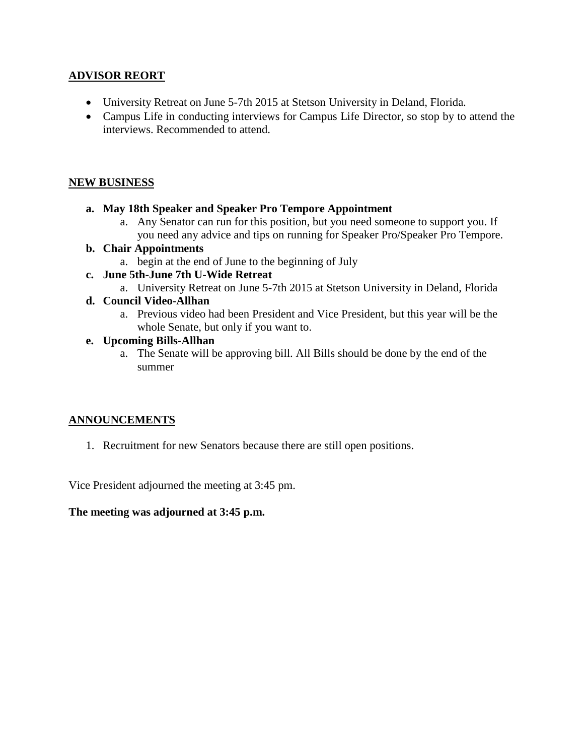## ADVISOR REORT

- University Retreat on June 5-7th 2015 at Stetson University in Deland, Florida.
- Campus Life in conducting interviews for Campus Life Director, so stop by to attend the interviews. Recommended to attend.

## NEW BUSINESS

**a. May 18th Speaker and Speaker Pro Tempore Appointment**

   a. Any Senator can run for this position, but you need someone to support you. If you need any advice and tips on running for Speaker Pro/Speaker Pro Tempore.

**b. Chair Appointments**

   a. begin at the end of June to the beginning of July

**c. June 5th-June 7th U-Wide Retreat**

   a. University Retreat on June 5-7th 2015 at Stetson University in Deland, Florida

**d. Council Video-Allhan**

   a. Previous video had been President and Vice President, but this year will be the whole Senate, but only if you want to.

**e. Upcoming Bills-Allhan**

   a. The Senate will be approving bill. All Bills should be done by the end of the summer

## ANNOUNCEMENTS

1. Recruitment for new Senators because there are still open positions.

Vice President adjourned the meeting at 3:45 pm.

**The meeting was adjourned at 3:45 p.m.**